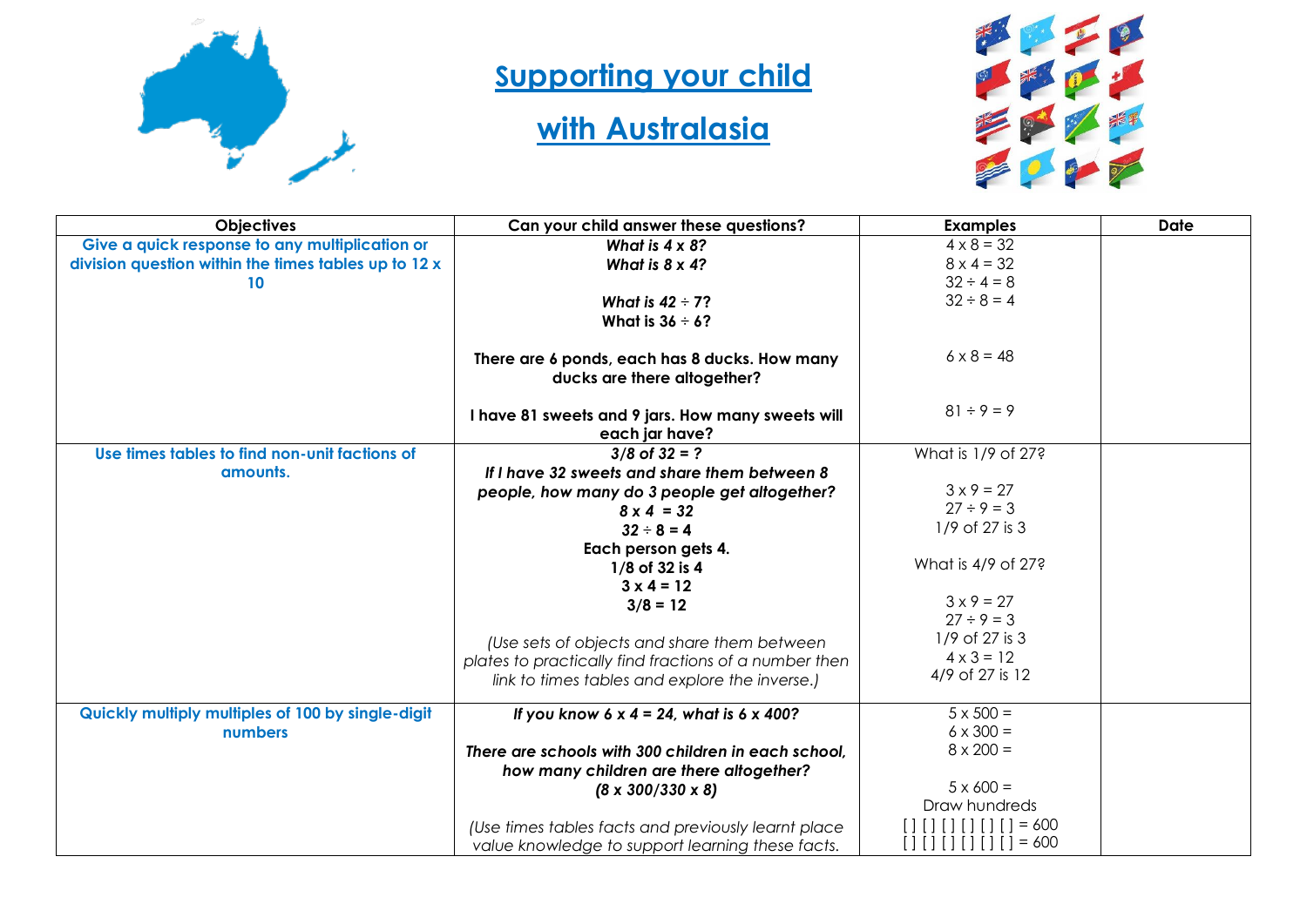# Supporting your child

# with Australasia

| Objectives | Can your child answer these questions? | Examples | Date |
|---|---|---|---|
| **Give a quick response to any multiplication or division question within the times tables up to 12 x 10** | ***What is 4 x 8?***<br>***What is 8 x 4?***<br><br>***What is 42 ÷ 7?***<br>**What is 36 ÷ 6?**<br><br>**There are 6 ponds, each has 8 ducks. How many ducks are there altogether?**<br><br>**I have 81 sweets and 9 jars. How many sweets will each jar have?** | 4 x 8 = 32<br>8 x 4 = 32<br>32 ÷ 4 = 8<br>32 ÷ 8 = 4<br><br>6 x 8 = 48<br><br>81 ÷ 9 = 9 | |
| **Use times tables to find non-unit factions of amounts.** | ***3/8 of 32 = ?***<br>***If I have 32 sweets and share them between 8 people, how many do 3 people get altogether?***<br>***8 x 4 = 32***<br>***32 ÷ 8 = 4***<br>**Each person gets 4.**<br>**1/8 of 32 is 4**<br>**3 x 4 = 12**<br>**3/8 = 12**<br><br>*(Use sets of objects and share them between plates to practically find fractions of a number then link to times tables and explore the inverse.)* | What is 1/9 of 27?<br><br>3 x 9 = 27<br>27 ÷ 9 = 3<br>1/9 of 27 is 3<br><br>What is 4/9 of 27?<br><br>3 x 9 = 27<br>27 ÷ 9 = 3<br>1/9 of 27 is 3<br>4 x 3 = 12<br>4/9 of 27 is 12 | |
| **Quickly multiply multiples of 100 by single-digit numbers** | ***If you know 6 x 4 = 24, what is 6 x 400?***<br><br>***There are schools with 300 children in each school, how many children are there altogether?***<br>***(8 x 300/330 x 8)***<br><br>*(Use times tables facts and previously learnt place value knowledge to support learning these facts.* | 5 x 500 =<br>6 x 300 =<br>8 x 200 =<br><br>5 x 600 =<br>Draw hundreds<br>[ ] [ ] [ ] [ ] [ ] [ ] = 600<br>[ ] [ ] [ ] [ ] [ ] [ ] = 600 | |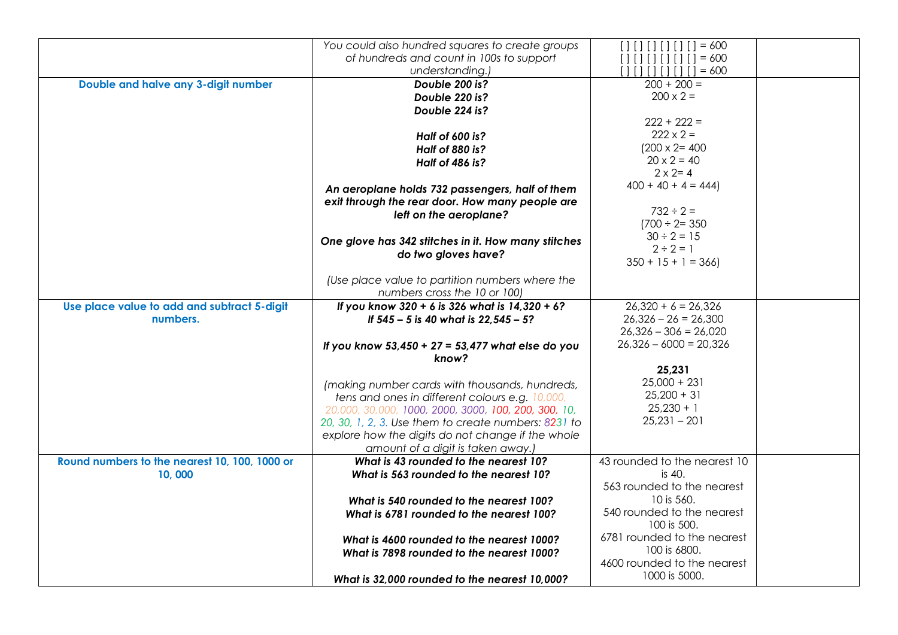| | | | |
|---|---|---|---|
| | *You could also hundred squares to create groups of hundreds and count in 100s to support understanding.)* | [ ] [ ] [ ] [ ] [ ] [ ] = 600<br>[ ] [ ] [ ] [ ] [ ] [ ] = 600<br>[ ] [ ] [ ] [ ] [ ] [ ] = 600 | |
| **Double and halve any 3-digit number** | ***Double 200 is?***<br>***Double 220 is?***<br>***Double 224 is?***<br><br>***Half of 600 is?***<br>***Half of 880 is?***<br>***Half of 486 is?***<br><br>***An aeroplane holds 732 passengers, half of them exit through the rear door. How many people are left on the aeroplane?***<br><br>***One glove has 342 stitches in it. How many stitches do two gloves have?***<br><br>*(Use place value to partition numbers where the numbers cross the 10 or 100)* | $200 + 200 =$<br>$200 \times 2 =$<br><br>$222 + 222 =$<br>$222 \times 2 =$<br>($200 \times 2 = 400$<br>$20 \times 2 = 40$<br>$2 \times 2 = 4$<br>$400 + 40 + 4 = 444$)<br><br>$732 \div 2 =$<br>($700 \div 2 = 350$<br>$30 \div 2 = 15$<br>$2 \div 2 = 1$<br>$350 + 15 + 1 = 366$) | |
| **Use place value to add and subtract 5-digit numbers.** | ***If you know 320 + 6 is 326 what is 14,320 + 6?***<br>***If 545 – 5 is 40 what is 22,545 – 5?***<br><br>***If you know 53,450 + 27 = 53,477 what else do you know?***<br><br>*(making number cards with thousands, hundreds, tens and ones in different colours e.g. 10,000, 20,000, 30,000, 1000, 2000, 3000, 100, 200, 300, 10, 20, 30, 1, 2, 3. Use them to create numbers: 8231 to explore how the digits do not change if the whole amount of a digit is taken away.)* | 26,320 + 6 = 26,326<br>26,326 – 26 = 26,300<br>26,326 – 306 = 26,020<br>26,326 – 6000 = 20,326<br><br>**25,231**<br>25,000 + 231<br>25,200 + 31<br>25,230 + 1<br>25,231 – 201 | |
| **Round numbers to the nearest 10, 100, 1000 or 10, 000** | ***What is 43 rounded to the nearest 10?***<br>***What is 563 rounded to the nearest 10?***<br><br>***What is 540 rounded to the nearest 100?***<br>***What is 6781 rounded to the nearest 100?***<br><br>***What is 4600 rounded to the nearest 1000?***<br>***What is 7898 rounded to the nearest 1000?***<br><br>***What is 32,000 rounded to the nearest 10,000?*** | 43 rounded to the nearest 10 is 40.<br>563 rounded to the nearest 10 is 560.<br>540 rounded to the nearest 100 is 500.<br>6781 rounded to the nearest 100 is 6800.<br>4600 rounded to the nearest 1000 is 5000. | |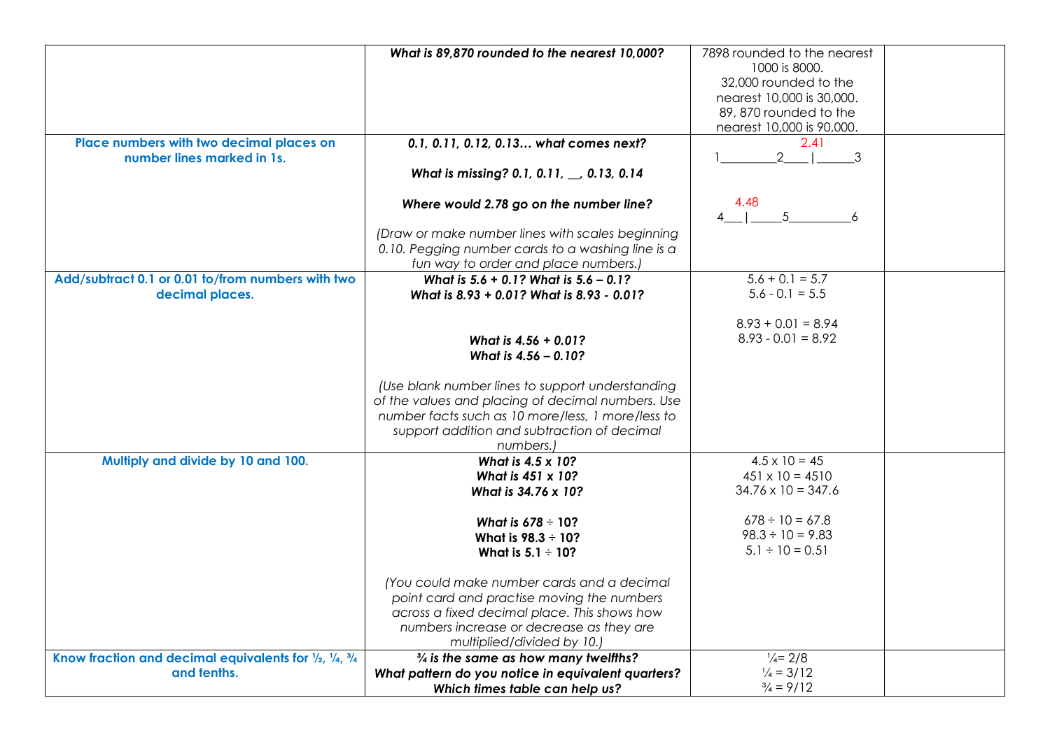| | | | |
|---|---|---|---|
| | ***What is 89,870 rounded to the nearest 10,000?*** | 7898 rounded to the nearest 1000 is 8000.<br>32,000 rounded to the nearest 10,000 is 30,000.<br>89, 870 rounded to the nearest 10,000 is 90,000. | |
| **Place numbers with two decimal places on number lines marked in 1s.** | ***0.1, 0.11, 0.12, 0.13… what comes next?***<br><br>***What is missing? 0.1, 0.11, __, 0.13, 0.14***<br><br>***Where would 2.78 go on the number line?***<br><br>*(Draw or make number lines with scales beginning 0.10. Pegging number cards to a washing line is a fun way to order and place numbers.)* | 2.41<br>1_________2____\|______3<br><br>4.48<br>4___\|_____5_________6 | |
| **Add/subtract 0.1 or 0.01 to/from numbers with two decimal places.** | ***What is 5.6 + 0.1? What is 5.6 – 0.1?***<br>***What is 8.93 + 0.01? What is 8.93 - 0.01?***<br><br>***What is 4.56 + 0.01?***<br>***What is 4.56 – 0.10?***<br><br>*(Use blank number lines to support understanding of the values and placing of decimal numbers. Use number facts such as 10 more/less, 1 more/less to support addition and subtraction of decimal numbers.)* | 5.6 + 0.1 = 5.7<br>5.6 - 0.1 = 5.5<br><br>8.93 + 0.01 = 8.94<br>8.93 - 0.01 = 8.92 | |
| **Multiply and divide by 10 and 100.** | ***What is 4.5 x 10?***<br>***What is 451 x 10?***<br>***What is 34.76 x 10?***<br><br>***What is 678 ÷ 10?***<br>**What is 98.3 ÷ 10?**<br>**What is 5.1 ÷ 10?**<br><br>*(You could make number cards and a decimal point card and practise moving the numbers across a fixed decimal place. This shows how numbers increase or decrease as they are multiplied/divided by 10.)* | 4.5 x 10 = 45<br>451 x 10 = 4510<br>34.76 x 10 = 347.6<br><br>678 ÷ 10 = 67.8<br>98.3 ÷ 10 = 9.83<br>5.1 ÷ 10 = 0.51 | |
| **Know fraction and decimal equivalents for ½, ¼, ¾ and tenths.** | ***¾ is the same as how many twelfths?***<br>***What pattern do you notice in equivalent quarters?***<br>***Which times table can help us?*** | ¼= 2/8<br>¼ = 3/12<br>¾ = 9/12 | |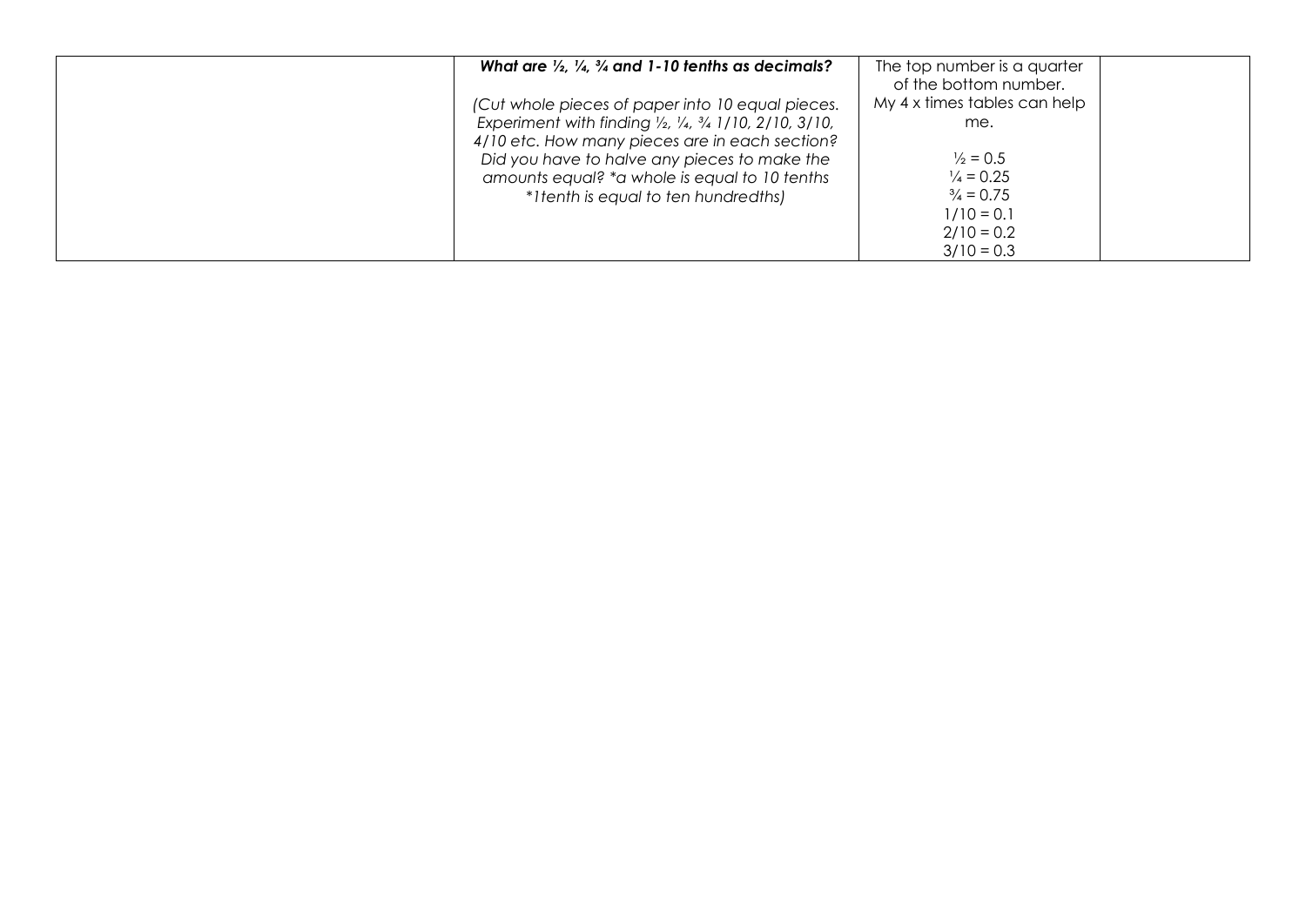| | | | |
|---|---|---|---|
| | ***What are ½, ¼, ¾ and 1-10 tenths as decimals?***<br><br>*(Cut whole pieces of paper into 10 equal pieces. Experiment with finding ½, ¼, ¾ 1/10, 2/10, 3/10, 4/10 etc. How many pieces are in each section? Did you have to halve any pieces to make the amounts equal? *a whole is equal to 10 tenths *1tenth is equal to ten hundredths)* | The top number is a quarter of the bottom number. My 4 x times tables can help me.<br><br>½ = 0.5<br>¼ = 0.25<br>¾ = 0.75<br>1/10 = 0.1<br>2/10 = 0.2<br>3/10 = 0.3 | |